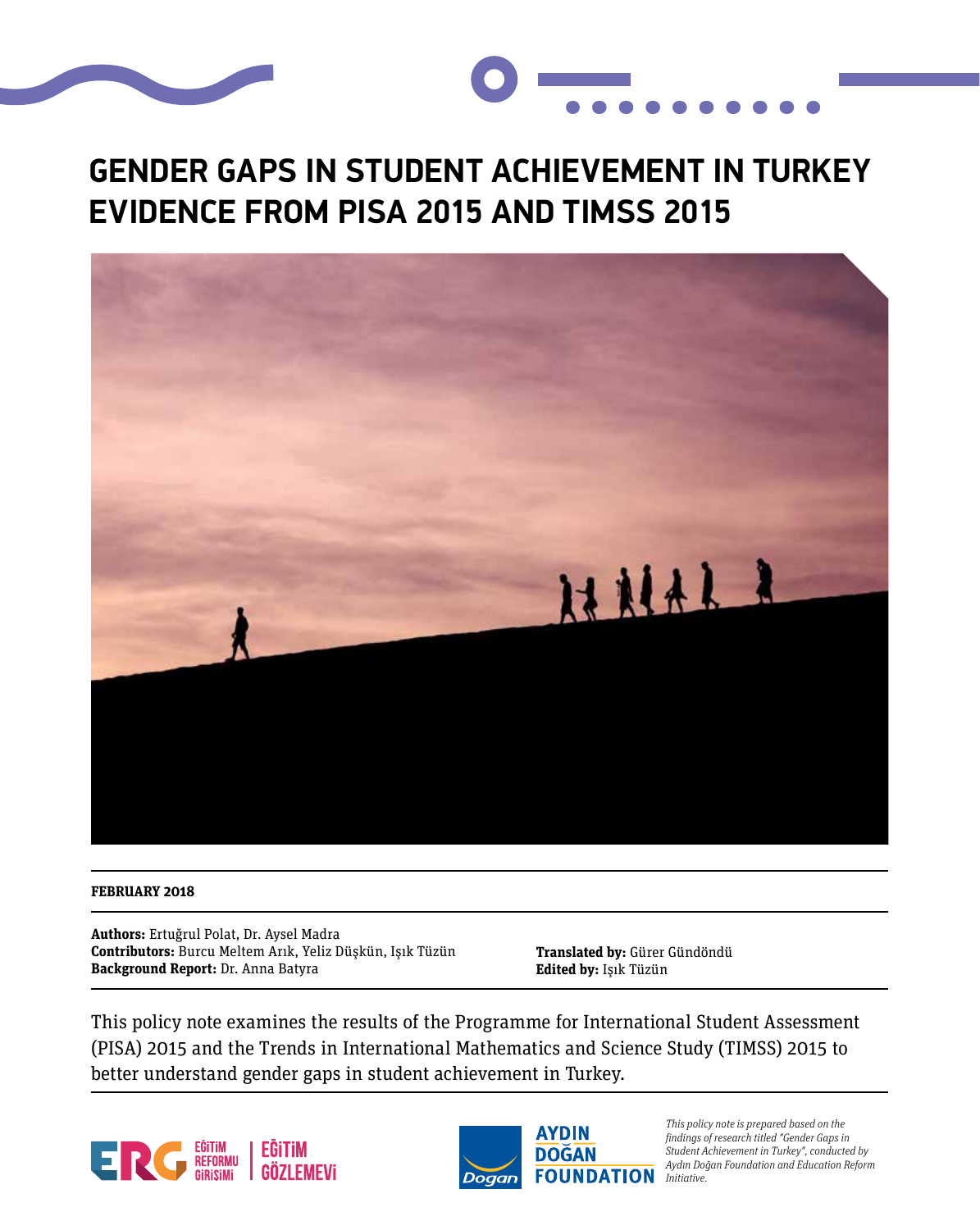# GENDER GAPS IN STUDENT ACHIEVEMENT IN TURKEY EVIDENCE FROM PISA 2015 AND TIMSS 2015

**FEBRUARY 2018**

**Authors:** Ertuğrul Polat, Dr. Aysel Madra
**Contributors:** Burcu Meltem Arık, Yeliz Düşkün, Işık Tüzün
**Background Report:** Dr. Anna Batyra

**Translated by:** Gürer Gündöndü
**Edited by:** Işık Tüzün

This policy note examines the results of the Programme for International Student Assessment (PISA) 2015 and the Trends in International Mathematics and Science Study (TIMSS) 2015 to better understand gender gaps in student achievement in Turkey.

ERG EĞİTİM REFORMU GİRİŞİMİ | EĞİTİM GÖZLEMEVİ

Doğan | AYDIN DOĞAN FOUNDATION

*This policy note is prepared based on the findings of research titled "Gender Gaps in Student Achievement in Turkey", conducted by Aydın Doğan Foundation and Education Reform Initiative.*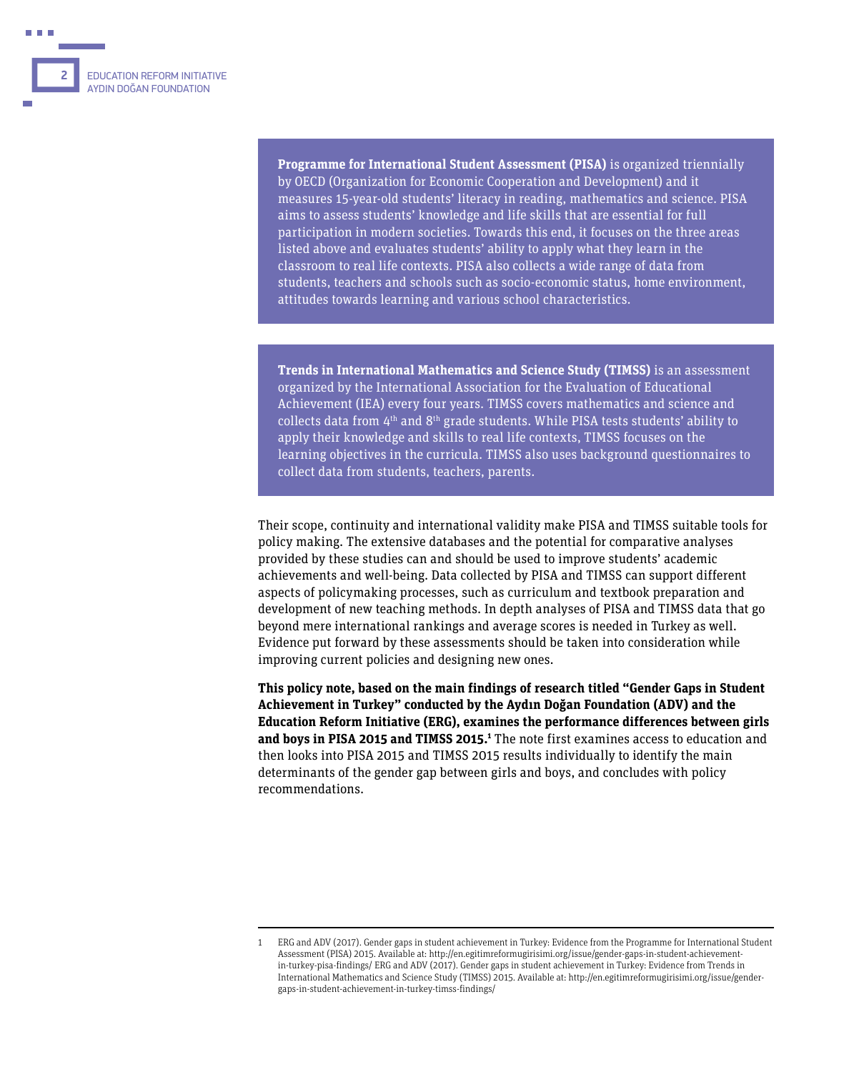**Programme for International Student Assessment (PISA)** is organized triennially by OECD (Organization for Economic Cooperation and Development) and it measures 15-year-old students' literacy in reading, mathematics and science. PISA aims to assess students' knowledge and life skills that are essential for full participation in modern societies. Towards this end, it focuses on the three areas listed above and evaluates students' ability to apply what they learn in the classroom to real life contexts. PISA also collects a wide range of data from students, teachers and schools such as socio-economic status, home environment, attitudes towards learning and various school characteristics.

**Trends in International Mathematics and Science Study (TIMSS)** is an assessment organized by the International Association for the Evaluation of Educational Achievement (IEA) every four years. TIMSS covers mathematics and science and collects data from 4th and 8th grade students. While PISA tests students' ability to apply their knowledge and skills to real life contexts, TIMSS focuses on the learning objectives in the curricula. TIMSS also uses background questionnaires to collect data from students, teachers, parents.

Their scope, continuity and international validity make PISA and TIMSS suitable tools for policy making. The extensive databases and the potential for comparative analyses provided by these studies can and should be used to improve students' academic achievements and well-being. Data collected by PISA and TIMSS can support different aspects of policymaking processes, such as curriculum and textbook preparation and development of new teaching methods. In depth analyses of PISA and TIMSS data that go beyond mere international rankings and average scores is needed in Turkey as well. Evidence put forward by these assessments should be taken into consideration while improving current policies and designing new ones.

**This policy note, based on the main findings of research titled "Gender Gaps in Student Achievement in Turkey" conducted by the Aydın Doğan Foundation (ADV) and the Education Reform Initiative (ERG), examines the performance differences between girls and boys in PISA 2015 and TIMSS 2015.[1]** The note first examines access to education and then looks into PISA 2015 and TIMSS 2015 results individually to identify the main determinants of the gender gap between girls and boys, and concludes with policy recommendations.

---

1 ERG and ADV (2017). Gender gaps in student achievement in Turkey: Evidence from the Programme for International Student Assessment (PISA) 2015. Available at: http://en.egitimreformugirisimi.org/issue/gender-gaps-in-student-achievement-in-turkey-pisa-findings/ ERG and ADV (2017). Gender gaps in student achievement in Turkey: Evidence from Trends in International Mathematics and Science Study (TIMSS) 2015. Available at: http://en.egitimreformugirisimi.org/issue/gender-gaps-in-student-achievement-in-turkey-timss-findings/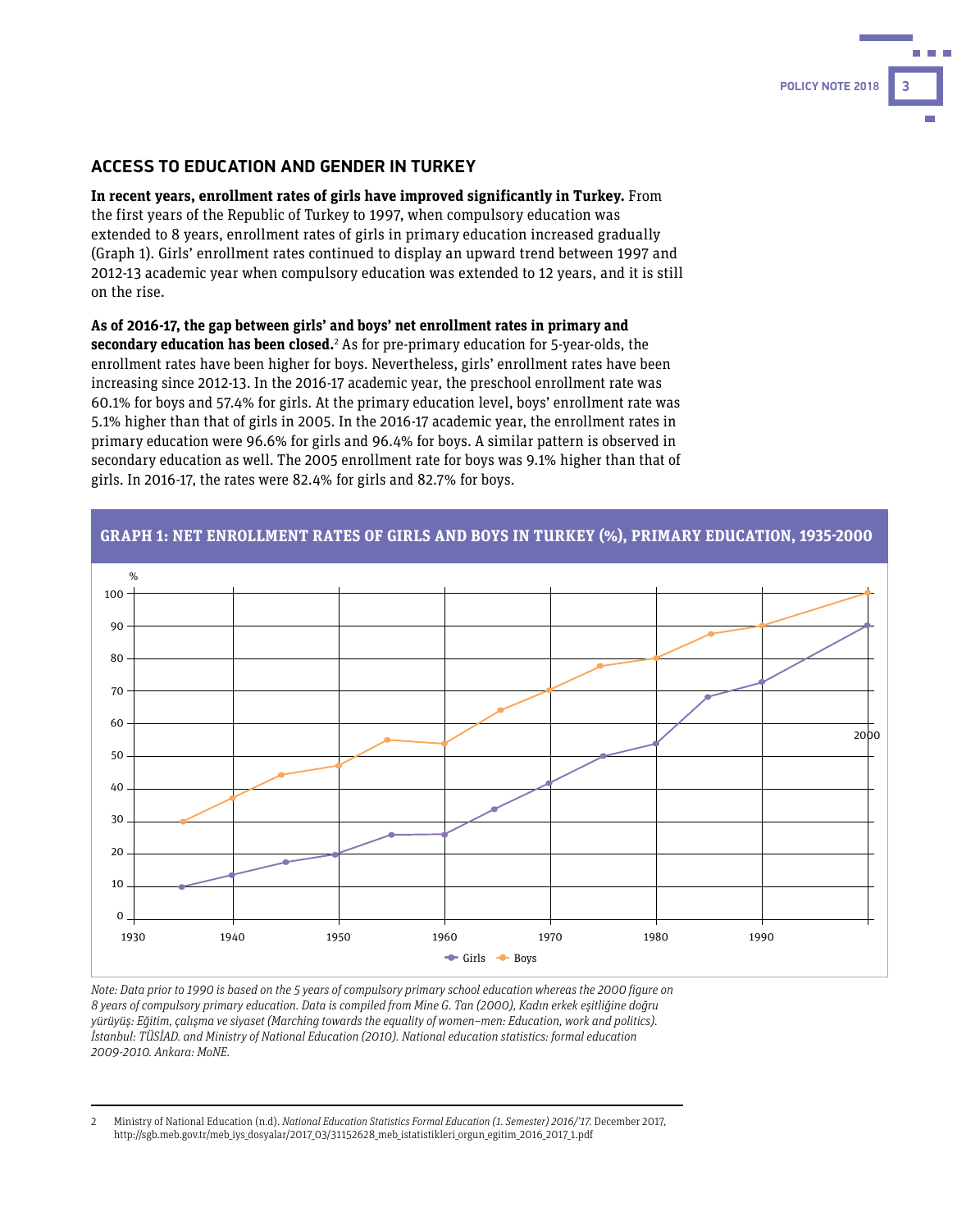## ACCESS TO EDUCATION AND GENDER IN TURKEY

**In recent years, enrollment rates of girls have improved significantly in Turkey.** From the first years of the Republic of Turkey to 1997, when compulsory education was extended to 8 years, enrollment rates of girls in primary education increased gradually (Graph 1). Girls' enrollment rates continued to display an upward trend between 1997 and 2012-13 academic year when compulsory education was extended to 12 years, and it is still on the rise.

**As of 2016-17, the gap between girls' and boys' net enrollment rates in primary and secondary education has been closed.**[2] As for pre-primary education for 5-year-olds, the enrollment rates have been higher for boys. Nevertheless, girls' enrollment rates have been increasing since 2012-13. In the 2016-17 academic year, the preschool enrollment rate was 60.1% for boys and 57.4% for girls. At the primary education level, boys' enrollment rate was 5.1% higher than that of girls in 2005. In the 2016-17 academic year, the enrollment rates in primary education were 96.6% for girls and 96.4% for boys. A similar pattern is observed in secondary education as well. The 2005 enrollment rate for boys was 9.1% higher than that of girls. In 2016-17, the rates were 82.4% for girls and 82.7% for boys.

**GRAPH 1: NET ENROLLMENT RATES OF GIRLS AND BOYS IN TURKEY (%), PRIMARY EDUCATION, 1935-2000**

*Note: Data prior to 1990 is based on the 5 years of compulsory primary school education whereas the 2000 figure on 8 years of compulsory primary education. Data is compiled from Mine G. Tan (2000), Kadın erkek eşitliğine doğru yürüyüş: Eğitim, çalışma ve siyaset (Marching towards the equality of women–men: Education, work and politics). İstanbul: TÜSİAD. and Ministry of National Education (2010). National education statistics: formal education 2009-2010. Ankara: MoNE.*

---

2 Ministry of National Education (n.d). *National Education Statistics Formal Education (1. Semester) 2016/'17.* December 2017, http://sgb.meb.gov.tr/meb_iys_dosyalar/2017_03/31152628_meb_istatistikleri_orgun_egitim_2016_2017_1.pdf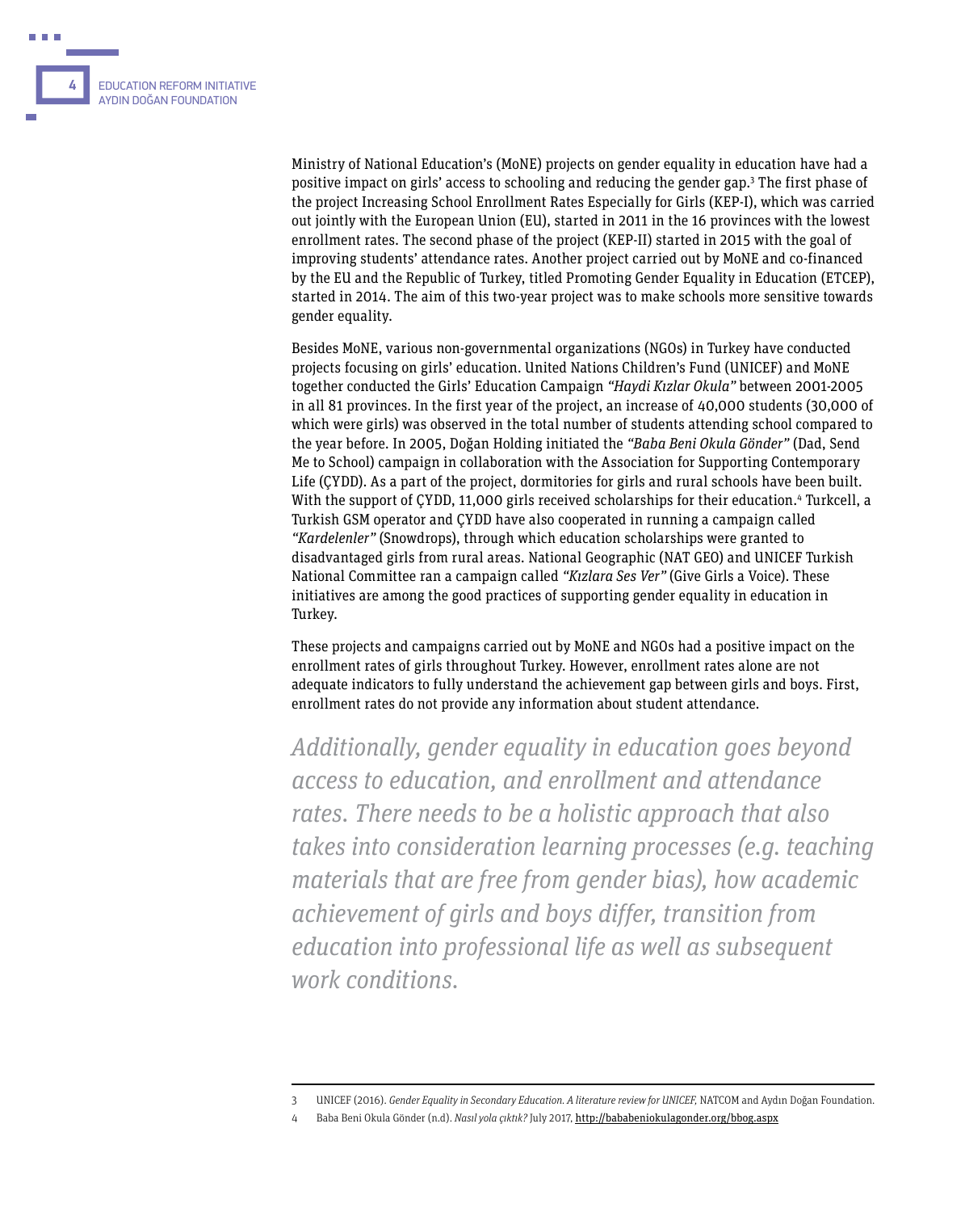Ministry of National Education's (MoNE) projects on gender equality in education have had a positive impact on girls' access to schooling and reducing the gender gap.[3] The first phase of the project Increasing School Enrollment Rates Especially for Girls (KEP-I), which was carried out jointly with the European Union (EU), started in 2011 in the 16 provinces with the lowest enrollment rates. The second phase of the project (KEP-II) started in 2015 with the goal of improving students' attendance rates. Another project carried out by MoNE and co-financed by the EU and the Republic of Turkey, titled Promoting Gender Equality in Education (ETCEP), started in 2014. The aim of this two-year project was to make schools more sensitive towards gender equality.

Besides MoNE, various non-governmental organizations (NGOs) in Turkey have conducted projects focusing on girls' education. United Nations Children's Fund (UNICEF) and MoNE together conducted the Girls' Education Campaign *"Haydi Kızlar Okula"* between 2001-2005 in all 81 provinces. In the first year of the project, an increase of 40,000 students (30,000 of which were girls) was observed in the total number of students attending school compared to the year before. In 2005, Doğan Holding initiated the *"Baba Beni Okula Gönder"* (Dad, Send Me to School) campaign in collaboration with the Association for Supporting Contemporary Life (ÇYDD). As a part of the project, dormitories for girls and rural schools have been built. With the support of ÇYDD, 11,000 girls received scholarships for their education.[4] Turkcell, a Turkish GSM operator and ÇYDD have also cooperated in running a campaign called *"Kardelenler"* (Snowdrops), through which education scholarships were granted to disadvantaged girls from rural areas. National Geographic (NAT GEO) and UNICEF Turkish National Committee ran a campaign called *"Kızlara Ses Ver"* (Give Girls a Voice). These initiatives are among the good practices of supporting gender equality in education in Turkey.

These projects and campaigns carried out by MoNE and NGOs had a positive impact on the enrollment rates of girls throughout Turkey. However, enrollment rates alone are not adequate indicators to fully understand the achievement gap between girls and boys. First, enrollment rates do not provide any information about student attendance.

*Additionally, gender equality in education goes beyond access to education, and enrollment and attendance rates. There needs to be a holistic approach that also takes into consideration learning processes (e.g. teaching materials that are free from gender bias), how academic achievement of girls and boys differ, transition from education into professional life as well as subsequent work conditions.*

---

3 UNICEF (2016). *Gender Equality in Secondary Education. A literature review for UNICEF,* NATCOM and Aydın Doğan Foundation.

4 Baba Beni Okula Gönder (n.d). *Nasıl yola çıktık?* July 2017, http://bababeniokulagonder.org/bbog.aspx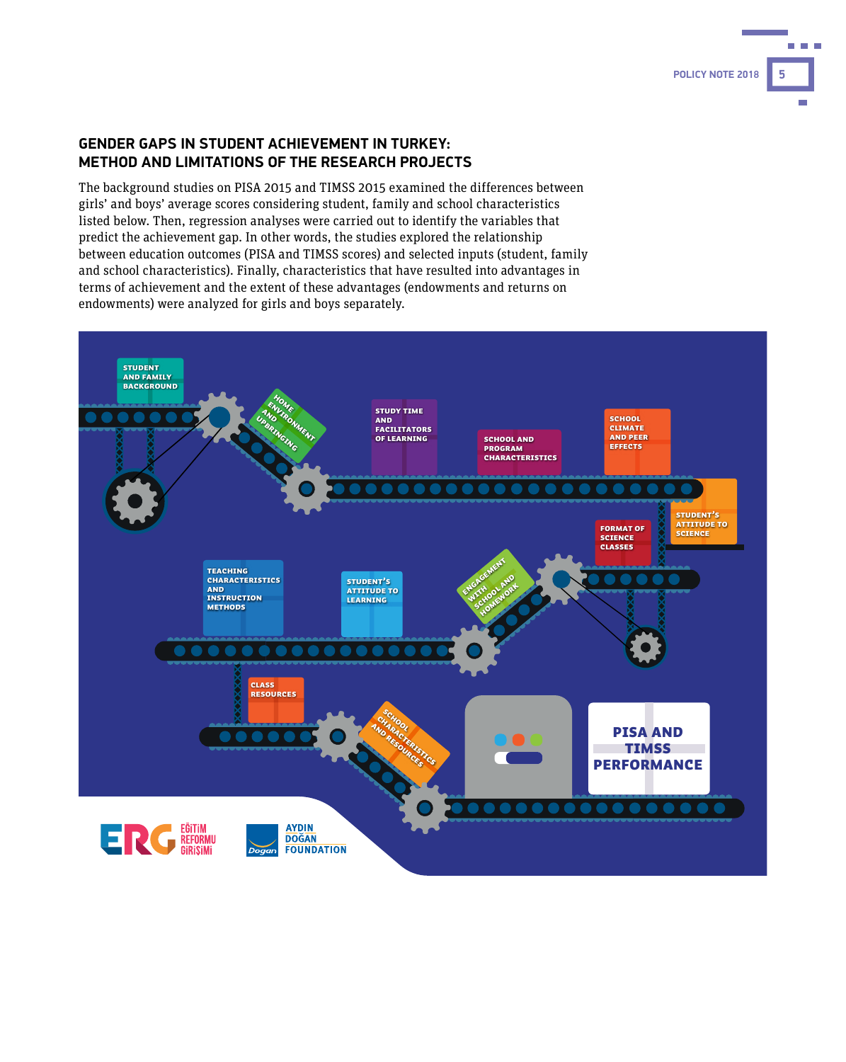## GENDER GAPS IN STUDENT ACHIEVEMENT IN TURKEY: METHOD AND LIMITATIONS OF THE RESEARCH PROJECTS

The background studies on PISA 2015 and TIMSS 2015 examined the differences between girls' and boys' average scores considering student, family and school characteristics listed below. Then, regression analyses were carried out to identify the variables that predict the achievement gap. In other words, the studies explored the relationship between education outcomes (PISA and TIMSS scores) and selected inputs (student, family and school characteristics). Finally, characteristics that have resulted into advantages in terms of achievement and the extent of these advantages (endowments and returns on endowments) were analyzed for girls and boys separately.

STUDENT AND FAMILY BACKGROUND

HOME ENVIRONMENT AND UPBRINGING

STUDY TIME AND FACILITATORS OF LEARNING

SCHOOL AND PROGRAM CHARACTERISTICS

SCHOOL CLIMATE AND PEER EFFECTS

STUDENT'S ATTITUDE TO SCIENCE

FORMAT OF SCIENCE CLASSES

ENGAGEMENT WITH SCHOOL AND HOMEWORK

STUDENT'S ATTITUDE TO LEARNING

TEACHING CHARACTERISTICS AND INSTRUCTION METHODS

CLASS RESOURCES

SCHOOL CHARACTERISTICS AND RESOURCES

PISA AND TIMSS PERFORMANCE

ERG EĞİTİM REFORMU GİRİŞİMİ

AYDIN DOĞAN FOUNDATION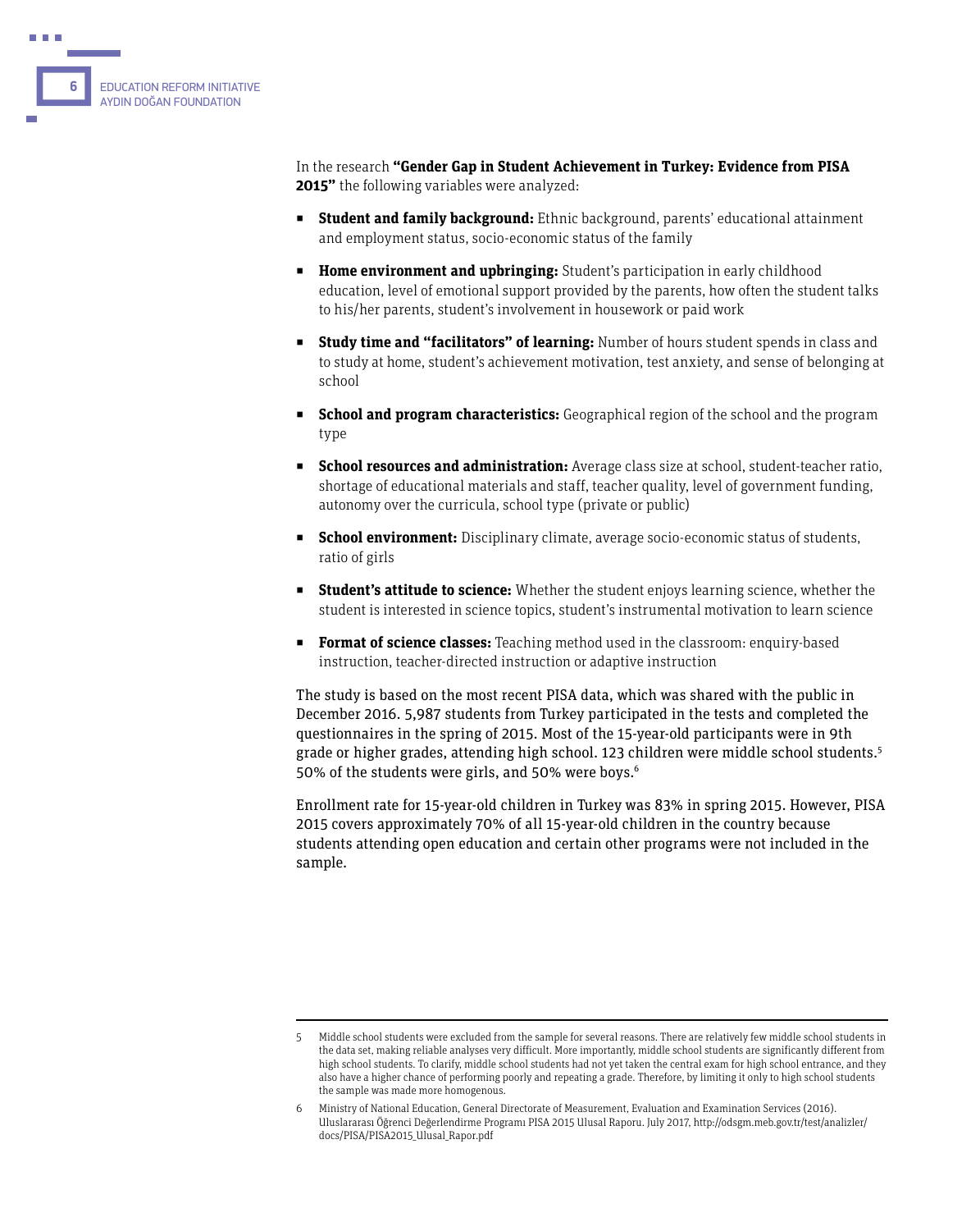In the research **"Gender Gap in Student Achievement in Turkey: Evidence from PISA 2015"** the following variables were analyzed:

- **Student and family background:** Ethnic background, parents' educational attainment and employment status, socio-economic status of the family
- **Home environment and upbringing:** Student's participation in early childhood education, level of emotional support provided by the parents, how often the student talks to his/her parents, student's involvement in housework or paid work
- **Study time and "facilitators" of learning:** Number of hours student spends in class and to study at home, student's achievement motivation, test anxiety, and sense of belonging at school
- **School and program characteristics:** Geographical region of the school and the program type
- **School resources and administration:** Average class size at school, student-teacher ratio, shortage of educational materials and staff, teacher quality, level of government funding, autonomy over the curricula, school type (private or public)
- **School environment:** Disciplinary climate, average socio-economic status of students, ratio of girls
- **Student's attitude to science:** Whether the student enjoys learning science, whether the student is interested in science topics, student's instrumental motivation to learn science
- **Format of science classes:** Teaching method used in the classroom: enquiry-based instruction, teacher-directed instruction or adaptive instruction

The study is based on the most recent PISA data, which was shared with the public in December 2016. 5,987 students from Turkey participated in the tests and completed the questionnaires in the spring of 2015. Most of the 15-year-old participants were in 9th grade or higher grades, attending high school. 123 children were middle school students.[5] 50% of the students were girls, and 50% were boys.[6]

Enrollment rate for 15-year-old children in Turkey was 83% in spring 2015. However, PISA 2015 covers approximately 70% of all 15-year-old children in the country because students attending open education and certain other programs were not included in the sample.

---

5 Middle school students were excluded from the sample for several reasons. There are relatively few middle school students in the data set, making reliable analyses very difficult. More importantly, middle school students are significantly different from high school students. To clarify, middle school students had not yet taken the central exam for high school entrance, and they also have a higher chance of performing poorly and repeating a grade. Therefore, by limiting it only to high school students the sample was made more homogenous.

6 Ministry of National Education, General Directorate of Measurement, Evaluation and Examination Services (2016). Uluslararası Öğrenci Değerlendirme Programı PISA 2015 Ulusal Raporu. July 2017, http://odsgm.meb.gov.tr/test/analizler/docs/PISA/PISA2015_Ulusal_Rapor.pdf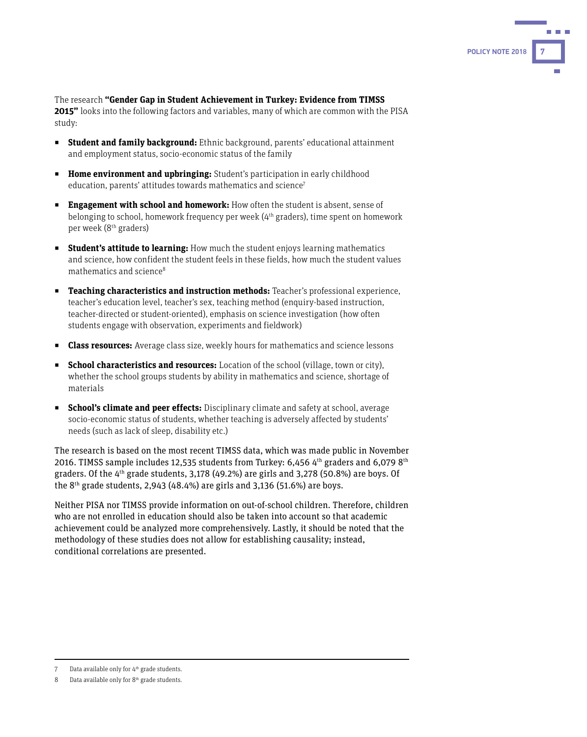The research **"Gender Gap in Student Achievement in Turkey: Evidence from TIMSS 2015"** looks into the following factors and variables, many of which are common with the PISA study:

- **Student and family background:** Ethnic background, parents' educational attainment and employment status, socio-economic status of the family
- **Home environment and upbringing:** Student's participation in early childhood education, parents' attitudes towards mathematics and science[7]
- **Engagement with school and homework:** How often the student is absent, sense of belonging to school, homework frequency per week (4th graders), time spent on homework per week (8th graders)
- **Student's attitude to learning:** How much the student enjoys learning mathematics and science, how confident the student feels in these fields, how much the student values mathematics and science[8]
- **Teaching characteristics and instruction methods:** Teacher's professional experience, teacher's education level, teacher's sex, teaching method (enquiry-based instruction, teacher-directed or student-oriented), emphasis on science investigation (how often students engage with observation, experiments and fieldwork)
- **Class resources:** Average class size, weekly hours for mathematics and science lessons
- **School characteristics and resources:** Location of the school (village, town or city), whether the school groups students by ability in mathematics and science, shortage of materials
- **School's climate and peer effects:** Disciplinary climate and safety at school, average socio-economic status of students, whether teaching is adversely affected by students' needs (such as lack of sleep, disability etc.)

The research is based on the most recent TIMSS data, which was made public in November 2016. TIMSS sample includes 12,535 students from Turkey: 6,456 4th graders and 6,079 8th graders. Of the 4th grade students, 3,178 (49.2%) are girls and 3,278 (50.8%) are boys. Of the 8th grade students, 2,943 (48.4%) are girls and 3,136 (51.6%) are boys.

Neither PISA nor TIMSS provide information on out-of-school children. Therefore, children who are not enrolled in education should also be taken into account so that academic achievement could be analyzed more comprehensively. Lastly, it should be noted that the methodology of these studies does not allow for establishing causality; instead, conditional correlations are presented.

---

7 Data available only for 4th grade students.

8 Data available only for 8th grade students.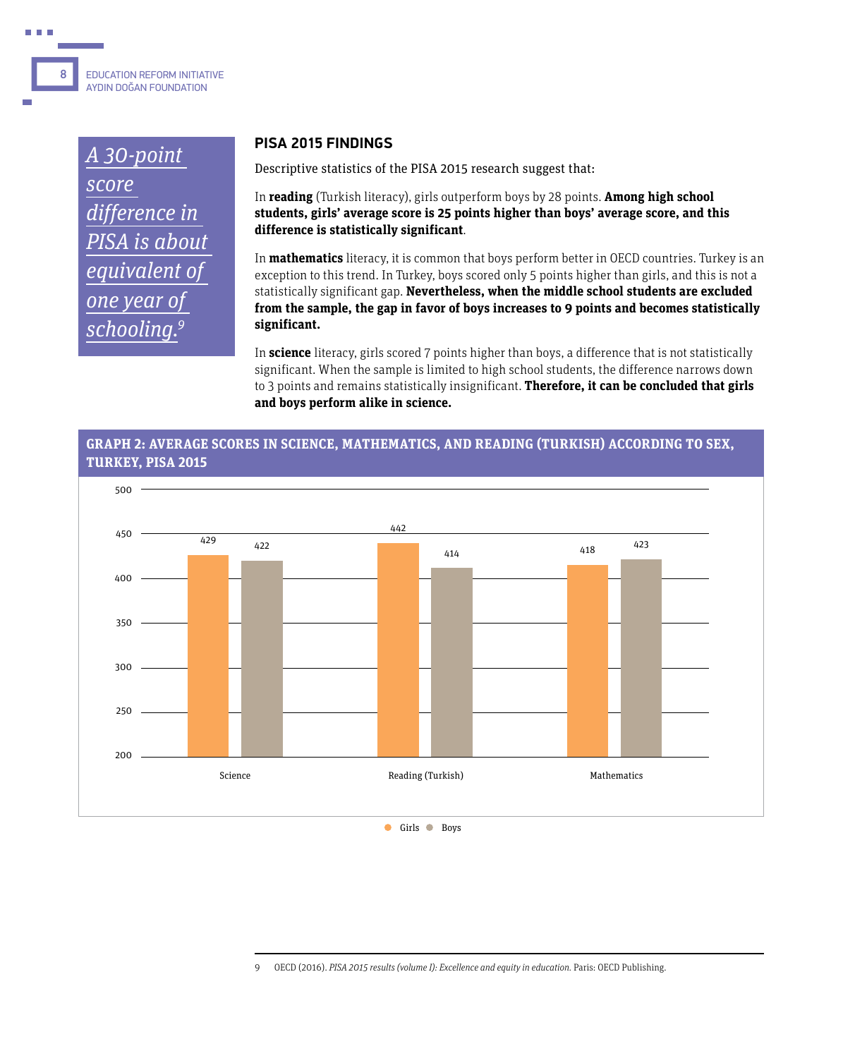*A 30-point score difference in PISA is about equivalent of one year of schooling.*[9]

## PISA 2015 FINDINGS

Descriptive statistics of the PISA 2015 research suggest that:

In **reading** (Turkish literacy), girls outperform boys by 28 points. **Among high school students, girls' average score is 25 points higher than boys' average score, and this difference is statistically significant**.

In **mathematics** literacy, it is common that boys perform better in OECD countries. Turkey is an exception to this trend. In Turkey, boys scored only 5 points higher than girls, and this is not a statistically significant gap. **Nevertheless, when the middle school students are excluded from the sample, the gap in favor of boys increases to 9 points and becomes statistically significant.**

In **science** literacy, girls scored 7 points higher than boys, a difference that is not statistically significant. When the sample is limited to high school students, the difference narrows down to 3 points and remains statistically insignificant. **Therefore, it can be concluded that girls and boys perform alike in science.**

**GRAPH 2: AVERAGE SCORES IN SCIENCE, MATHEMATICS, AND READING (TURKISH) ACCORDING TO SEX, TURKEY, PISA 2015**

| | Girls | Boys |
|---|---|---|
| Science | 429 | 422 |
| Reading (Turkish) | 442 | 414 |
| Mathematics | 418 | 423 |

---

9 OECD (2016). *PISA 2015 results (volume I): Excellence and equity in education.* Paris: OECD Publishing.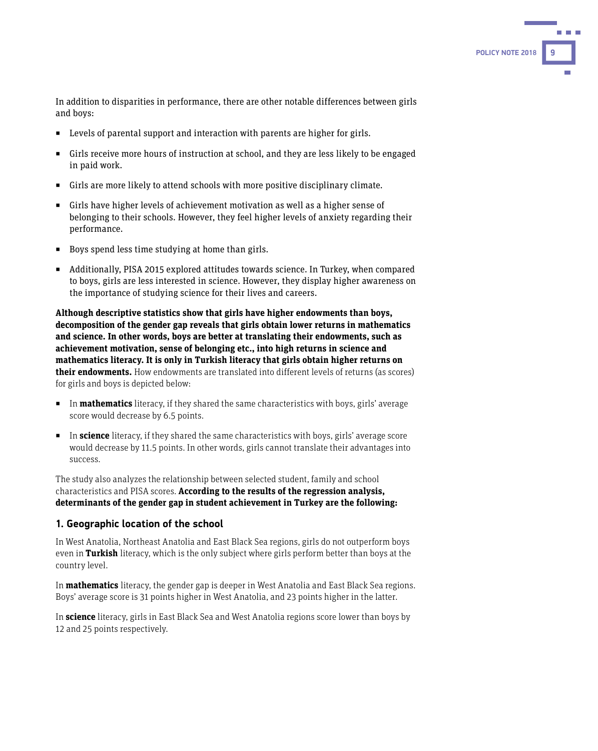In addition to disparities in performance, there are other notable differences between girls and boys:

- Levels of parental support and interaction with parents are higher for girls.
- Girls receive more hours of instruction at school, and they are less likely to be engaged in paid work.
- Girls are more likely to attend schools with more positive disciplinary climate.
- Girls have higher levels of achievement motivation as well as a higher sense of belonging to their schools. However, they feel higher levels of anxiety regarding their performance.
- Boys spend less time studying at home than girls.
- Additionally, PISA 2015 explored attitudes towards science. In Turkey, when compared to boys, girls are less interested in science. However, they display higher awareness on the importance of studying science for their lives and careers.

**Although descriptive statistics show that girls have higher endowments than boys, decomposition of the gender gap reveals that girls obtain lower returns in mathematics and science. In other words, boys are better at translating their endowments, such as achievement motivation, sense of belonging etc., into high returns in science and mathematics literacy. It is only in Turkish literacy that girls obtain higher returns on their endowments.** How endowments are translated into different levels of returns (as scores) for girls and boys is depicted below:

- In **mathematics** literacy, if they shared the same characteristics with boys, girls' average score would decrease by 6.5 points.
- In **science** literacy, if they shared the same characteristics with boys, girls' average score would decrease by 11.5 points. In other words, girls cannot translate their advantages into success.

The study also analyzes the relationship between selected student, family and school characteristics and PISA scores. **According to the results of the regression analysis, determinants of the gender gap in student achievement in Turkey are the following:**

### 1. Geographic location of the school

In West Anatolia, Northeast Anatolia and East Black Sea regions, girls do not outperform boys even in **Turkish** literacy, which is the only subject where girls perform better than boys at the country level.

In **mathematics** literacy, the gender gap is deeper in West Anatolia and East Black Sea regions. Boys' average score is 31 points higher in West Anatolia, and 23 points higher in the latter.

In **science** literacy, girls in East Black Sea and West Anatolia regions score lower than boys by 12 and 25 points respectively.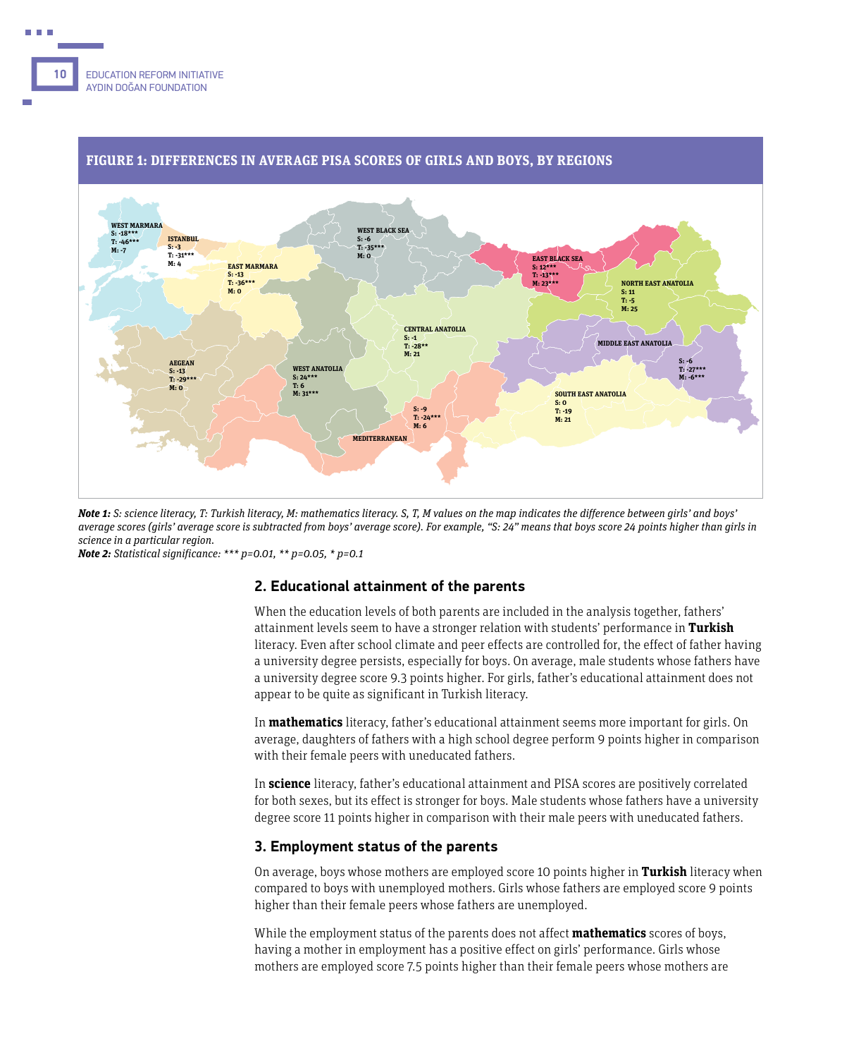**FIGURE 1: DIFFERENCES IN AVERAGE PISA SCORES OF GIRLS AND BOYS, BY REGIONS**

WEST MARMARA
S: -18***
T: -46***
M: -7

ISTANBUL
S: -3
T: -31***
M: 4

EAST MARMARA
S: -13
T: -36***
M: 0

WEST BLACK SEA
S: -6
T: -35***
M: 0

EAST BLACK SEA
S: 12***
T: -13***
M: 23***

NORTH EAST ANATOLIA
S: 11
T: -5
M: 25

CENTRAL ANATOLIA
S: -1
T: -28**
M: 21

MIDDLE EAST ANATOLIA
S: -6
T: -27***
M: -6***

AEGEAN
S: -13
T: -29***
M: 0

WEST ANATOLIA
S: 24***
T: 6
M: 31***

MEDITERRANEAN
S: -9
T: -24***
M: 6

SOUTH EAST ANATOLIA
S: 0
T: -19
M: 21

***Note 1:*** *S: science literacy, T: Turkish literacy, M: mathematics literacy. S, T, M values on the map indicates the difference between girls' and boys' average scores (girls' average score is subtracted from boys' average score). For example, "S: 24" means that boys score 24 points higher than girls in science in a particular region.*
***Note 2:*** *Statistical significance: *** p=0.01, ** p=0.05, * p=0.1*

## 2. Educational attainment of the parents

When the education levels of both parents are included in the analysis together, fathers' attainment levels seem to have a stronger relation with students' performance in **Turkish** literacy. Even after school climate and peer effects are controlled for, the effect of father having a university degree persists, especially for boys. On average, male students whose fathers have a university degree score 9.3 points higher. For girls, father's educational attainment does not appear to be quite as significant in Turkish literacy.

In **mathematics** literacy, father's educational attainment seems more important for girls. On average, daughters of fathers with a high school degree perform 9 points higher in comparison with their female peers with uneducated fathers.

In **science** literacy, father's educational attainment and PISA scores are positively correlated for both sexes, but its effect is stronger for boys. Male students whose fathers have a university degree score 11 points higher in comparison with their male peers with uneducated fathers.

## 3. Employment status of the parents

On average, boys whose mothers are employed score 10 points higher in **Turkish** literacy when compared to boys with unemployed mothers. Girls whose fathers are employed score 9 points higher than their female peers whose fathers are unemployed.

While the employment status of the parents does not affect **mathematics** scores of boys, having a mother in employment has a positive effect on girls' performance. Girls whose mothers are employed score 7.5 points higher than their female peers whose mothers are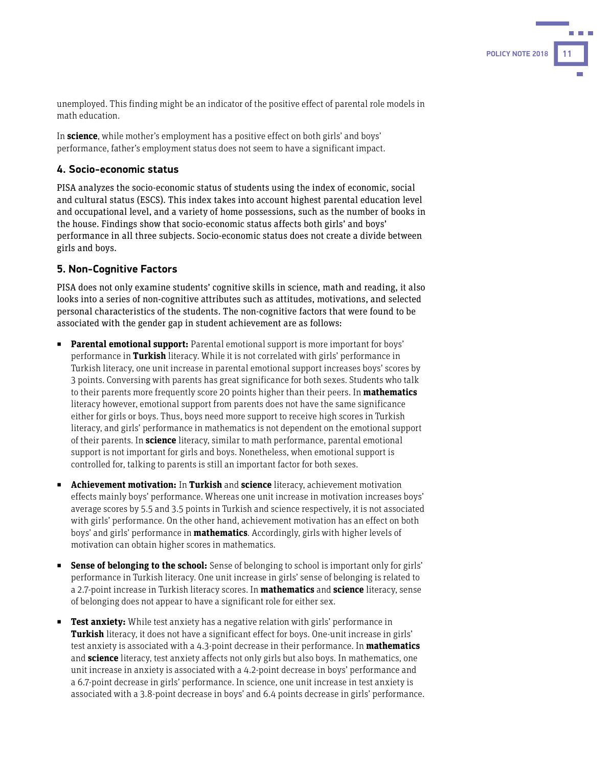unemployed. This finding might be an indicator of the positive effect of parental role models in math education.

In **science**, while mother's employment has a positive effect on both girls' and boys' performance, father's employment status does not seem to have a significant impact.

### 4. Socio-economic status

PISA analyzes the socio-economic status of students using the index of economic, social and cultural status (ESCS). This index takes into account highest parental education level and occupational level, and a variety of home possessions, such as the number of books in the house. Findings show that socio-economic status affects both girls' and boys' performance in all three subjects. Socio-economic status does not create a divide between girls and boys.

### 5. Non-Cognitive Factors

PISA does not only examine students' cognitive skills in science, math and reading, it also looks into a series of non-cognitive attributes such as attitudes, motivations, and selected personal characteristics of the students. The non-cognitive factors that were found to be associated with the gender gap in student achievement are as follows:

- **Parental emotional support:** Parental emotional support is more important for boys' performance in **Turkish** literacy. While it is not correlated with girls' performance in Turkish literacy, one unit increase in parental emotional support increases boys' scores by 3 points. Conversing with parents has great significance for both sexes. Students who talk to their parents more frequently score 20 points higher than their peers. In **mathematics** literacy however, emotional support from parents does not have the same significance either for girls or boys. Thus, boys need more support to receive high scores in Turkish literacy, and girls' performance in mathematics is not dependent on the emotional support of their parents. In **science** literacy, similar to math performance, parental emotional support is not important for girls and boys. Nonetheless, when emotional support is controlled for, talking to parents is still an important factor for both sexes.

- **Achievement motivation:** In **Turkish** and **science** literacy, achievement motivation effects mainly boys' performance. Whereas one unit increase in motivation increases boys' average scores by 5.5 and 3.5 points in Turkish and science respectively, it is not associated with girls' performance. On the other hand, achievement motivation has an effect on both boys' and girls' performance in **mathematics**. Accordingly, girls with higher levels of motivation can obtain higher scores in mathematics.

- **Sense of belonging to the school:** Sense of belonging to school is important only for girls' performance in Turkish literacy. One unit increase in girls' sense of belonging is related to a 2.7-point increase in Turkish literacy scores. In **mathematics** and **science** literacy, sense of belonging does not appear to have a significant role for either sex.

- **Test anxiety:** While test anxiety has a negative relation with girls' performance in **Turkish** literacy, it does not have a significant effect for boys. One-unit increase in girls' test anxiety is associated with a 4.3-point decrease in their performance. In **mathematics** and **science** literacy, test anxiety affects not only girls but also boys. In mathematics, one unit increase in anxiety is associated with a 4.2-point decrease in boys' performance and a 6.7-point decrease in girls' performance. In science, one unit increase in test anxiety is associated with a 3.8-point decrease in boys' and 6.4 points decrease in girls' performance.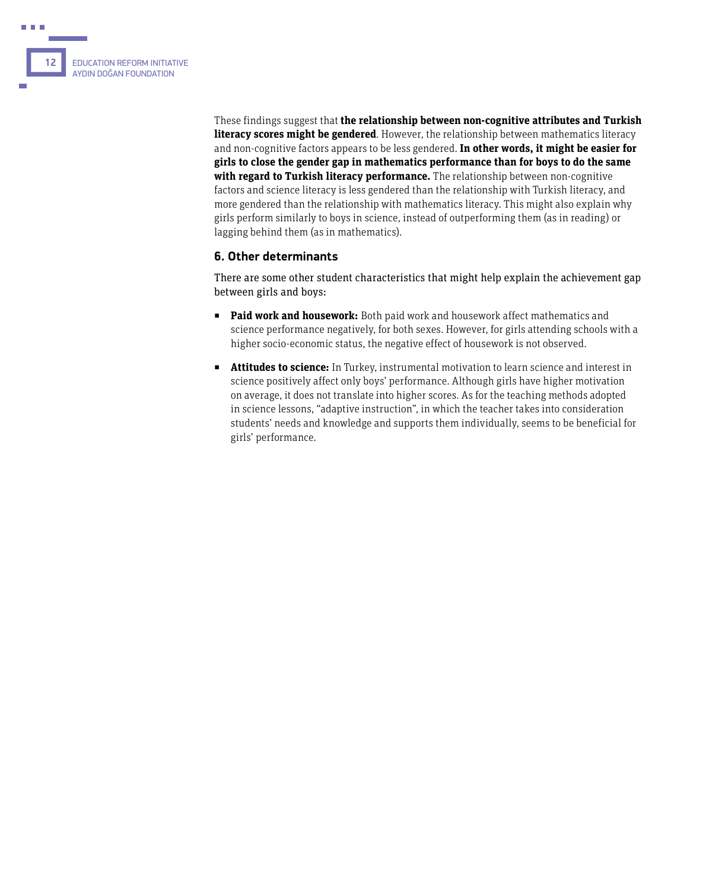These findings suggest that **the relationship between non-cognitive attributes and Turkish literacy scores might be gendered**. However, the relationship between mathematics literacy and non-cognitive factors appears to be less gendered. **In other words, it might be easier for girls to close the gender gap in mathematics performance than for boys to do the same with regard to Turkish literacy performance.** The relationship between non-cognitive factors and science literacy is less gendered than the relationship with Turkish literacy, and more gendered than the relationship with mathematics literacy. This might also explain why girls perform similarly to boys in science, instead of outperforming them (as in reading) or lagging behind them (as in mathematics).

### 6. Other determinants

There are some other student characteristics that might help explain the achievement gap between girls and boys:

- **Paid work and housework:** Both paid work and housework affect mathematics and science performance negatively, for both sexes. However, for girls attending schools with a higher socio-economic status, the negative effect of housework is not observed.
- **Attitudes to science:** In Turkey, instrumental motivation to learn science and interest in science positively affect only boys' performance. Although girls have higher motivation on average, it does not translate into higher scores. As for the teaching methods adopted in science lessons, "adaptive instruction", in which the teacher takes into consideration students' needs and knowledge and supports them individually, seems to be beneficial for girls' performance.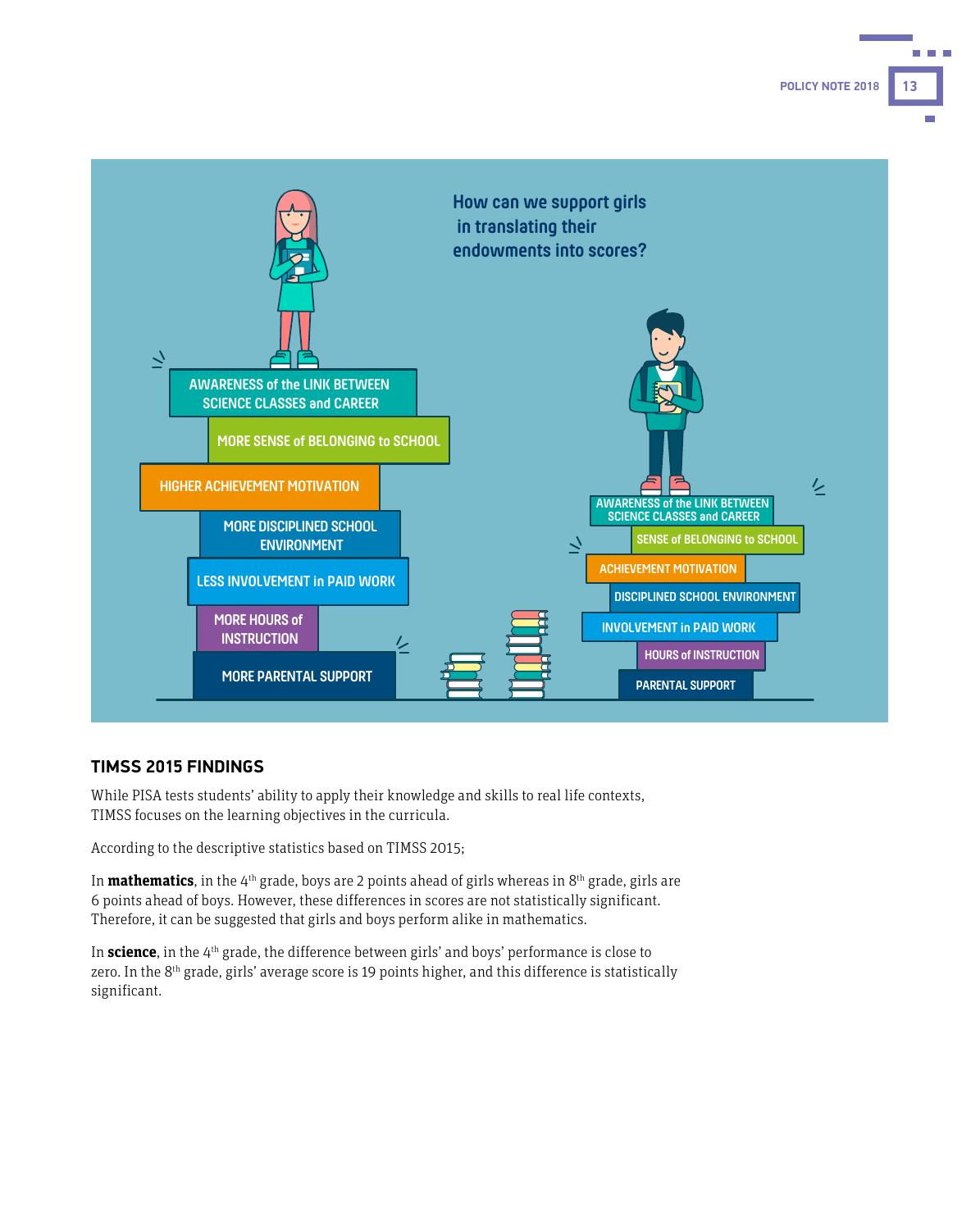How can we support girls in translating their endowments into scores?

AWARENESS of the LINK BETWEEN SCIENCE CLASSES and CAREER

MORE SENSE of BELONGING to SCHOOL

HIGHER ACHIEVEMENT MOTIVATION

MORE DISCIPLINED SCHOOL ENVIRONMENT

LESS INVOLVEMENT in PAID WORK

MORE HOURS of INSTRUCTION

MORE PARENTAL SUPPORT

AWARENESS of the LINK BETWEEN SCIENCE CLASSES and CAREER

SENSE of BELONGING to SCHOOL

ACHIEVEMENT MOTIVATION

DISCIPLINED SCHOOL ENVIRONMENT

INVOLVEMENT in PAID WORK

HOURS of INSTRUCTION

PARENTAL SUPPORT

## TIMSS 2015 FINDINGS

While PISA tests students' ability to apply their knowledge and skills to real life contexts, TIMSS focuses on the learning objectives in the curricula.

According to the descriptive statistics based on TIMSS 2015;

In **mathematics**, in the 4th grade, boys are 2 points ahead of girls whereas in 8th grade, girls are 6 points ahead of boys. However, these differences in scores are not statistically significant. Therefore, it can be suggested that girls and boys perform alike in mathematics.

In **science**, in the 4th grade, the difference between girls' and boys' performance is close to zero. In the 8th grade, girls' average score is 19 points higher, and this difference is statistically significant.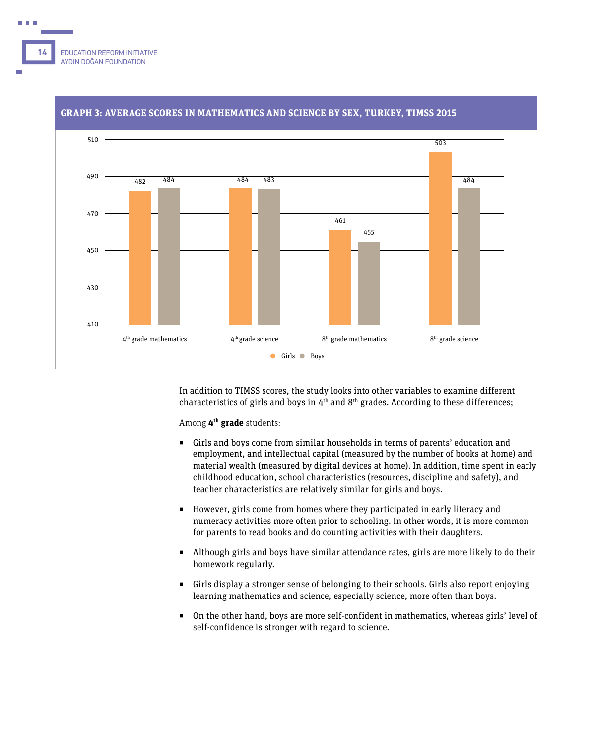## GRAPH 3: AVERAGE SCORES IN MATHEMATICS AND SCIENCE BY SEX, TURKEY, TIMSS 2015

| | Girls | Boys |
|---|---|---|
| 4th grade mathematics | 482 | 484 |
| 4th grade science | 484 | 483 |
| 8th grade mathematics | 461 | 455 |
| 8th grade science | 503 | 484 |

In addition to TIMSS scores, the study looks into other variables to examine different characteristics of girls and boys in 4th and 8th grades. According to these differences;

Among **4th grade** students:

- Girls and boys come from similar households in terms of parents' education and employment, and intellectual capital (measured by the number of books at home) and material wealth (measured by digital devices at home). In addition, time spent in early childhood education, school characteristics (resources, discipline and safety), and teacher characteristics are relatively similar for girls and boys.
- However, girls come from homes where they participated in early literacy and numeracy activities more often prior to schooling. In other words, it is more common for parents to read books and do counting activities with their daughters.
- Although girls and boys have similar attendance rates, girls are more likely to do their homework regularly.
- Girls display a stronger sense of belonging to their schools. Girls also report enjoying learning mathematics and science, especially science, more often than boys.
- On the other hand, boys are more self-confident in mathematics, whereas girls' level of self-confidence is stronger with regard to science.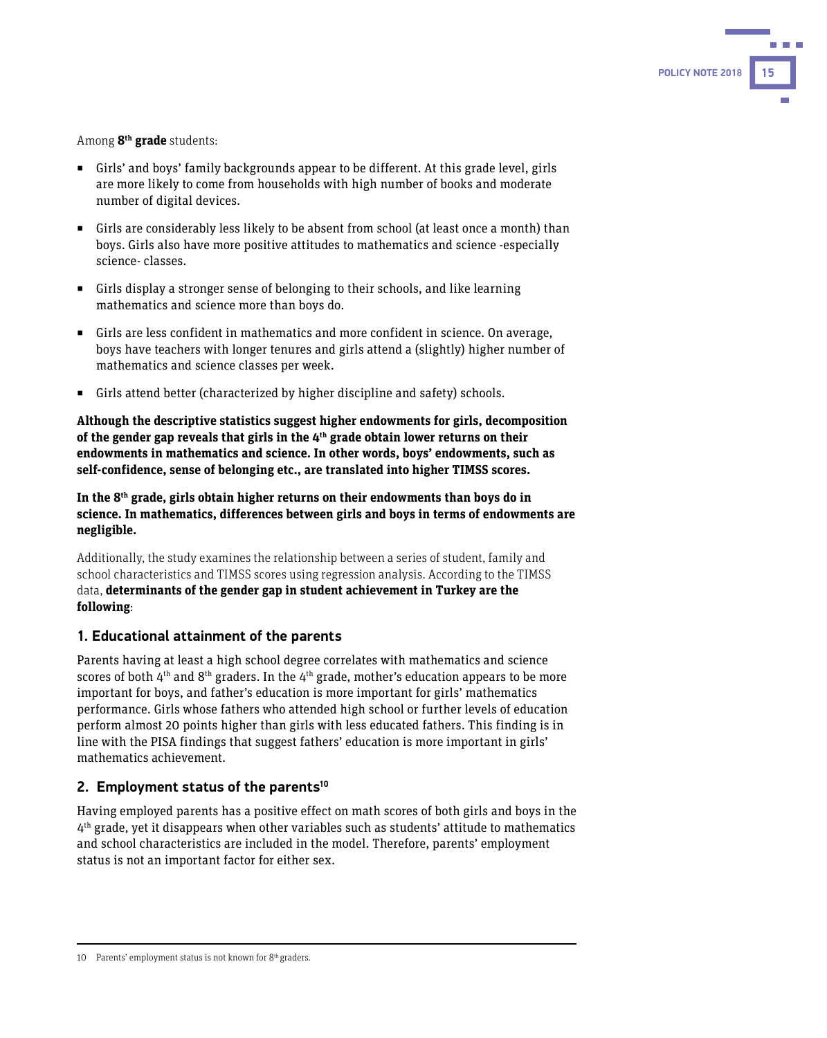Among **8th grade** students:

- Girls' and boys' family backgrounds appear to be different. At this grade level, girls are more likely to come from households with high number of books and moderate number of digital devices.
- Girls are considerably less likely to be absent from school (at least once a month) than boys. Girls also have more positive attitudes to mathematics and science -especially science- classes.
- Girls display a stronger sense of belonging to their schools, and like learning mathematics and science more than boys do.
- Girls are less confident in mathematics and more confident in science. On average, boys have teachers with longer tenures and girls attend a (slightly) higher number of mathematics and science classes per week.
- Girls attend better (characterized by higher discipline and safety) schools.

**Although the descriptive statistics suggest higher endowments for girls, decomposition of the gender gap reveals that girls in the 4th grade obtain lower returns on their endowments in mathematics and science. In other words, boys' endowments, such as self-confidence, sense of belonging etc., are translated into higher TIMSS scores.**

**In the 8th grade, girls obtain higher returns on their endowments than boys do in science. In mathematics, differences between girls and boys in terms of endowments are negligible.**

Additionally, the study examines the relationship between a series of student, family and school characteristics and TIMSS scores using regression analysis. According to the TIMSS data, **determinants of the gender gap in student achievement in Turkey are the following**:

## 1. Educational attainment of the parents

Parents having at least a high school degree correlates with mathematics and science scores of both 4th and 8th graders. In the 4th grade, mother's education appears to be more important for boys, and father's education is more important for girls' mathematics performance. Girls whose fathers who attended high school or further levels of education perform almost 20 points higher than girls with less educated fathers. This finding is in line with the PISA findings that suggest fathers' education is more important in girls' mathematics achievement.

## 2. Employment status of the parents[10]

Having employed parents has a positive effect on math scores of both girls and boys in the 4th grade, yet it disappears when other variables such as students' attitude to mathematics and school characteristics are included in the model. Therefore, parents' employment status is not an important factor for either sex.

---

10 Parents' employment status is not known for 8th graders.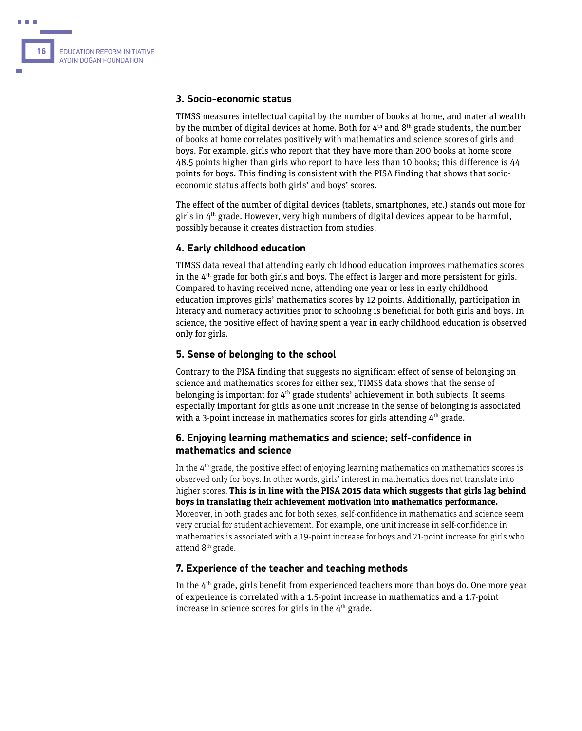### 3. Socio-economic status

TIMSS measures intellectual capital by the number of books at home, and material wealth by the number of digital devices at home. Both for 4th and 8th grade students, the number of books at home correlates positively with mathematics and science scores of girls and boys. For example, girls who report that they have more than 200 books at home score 48.5 points higher than girls who report to have less than 10 books; this difference is 44 points for boys. This finding is consistent with the PISA finding that shows that socio-economic status affects both girls' and boys' scores.

The effect of the number of digital devices (tablets, smartphones, etc.) stands out more for girls in 4th grade. However, very high numbers of digital devices appear to be harmful, possibly because it creates distraction from studies.

### 4. Early childhood education

TIMSS data reveal that attending early childhood education improves mathematics scores in the 4th grade for both girls and boys. The effect is larger and more persistent for girls. Compared to having received none, attending one year or less in early childhood education improves girls' mathematics scores by 12 points. Additionally, participation in literacy and numeracy activities prior to schooling is beneficial for both girls and boys. In science, the positive effect of having spent a year in early childhood education is observed only for girls.

### 5. Sense of belonging to the school

Contrary to the PISA finding that suggests no significant effect of sense of belonging on science and mathematics scores for either sex, TIMSS data shows that the sense of belonging is important for 4th grade students' achievement in both subjects. It seems especially important for girls as one unit increase in the sense of belonging is associated with a 3-point increase in mathematics scores for girls attending 4th grade.

### 6. Enjoying learning mathematics and science; self-confidence in mathematics and science

In the 4th grade, the positive effect of enjoying learning mathematics on mathematics scores is observed only for boys. In other words, girls' interest in mathematics does not translate into higher scores. **This is in line with the PISA 2015 data which suggests that girls lag behind boys in translating their achievement motivation into mathematics performance.** Moreover, in both grades and for both sexes, self-confidence in mathematics and science seem very crucial for student achievement. For example, one unit increase in self-confidence in mathematics is associated with a 19-point increase for boys and 21-point increase for girls who attend 8th grade.

### 7. Experience of the teacher and teaching methods

In the 4th grade, girls benefit from experienced teachers more than boys do. One more year of experience is correlated with a 1.5-point increase in mathematics and a 1.7-point increase in science scores for girls in the 4th grade.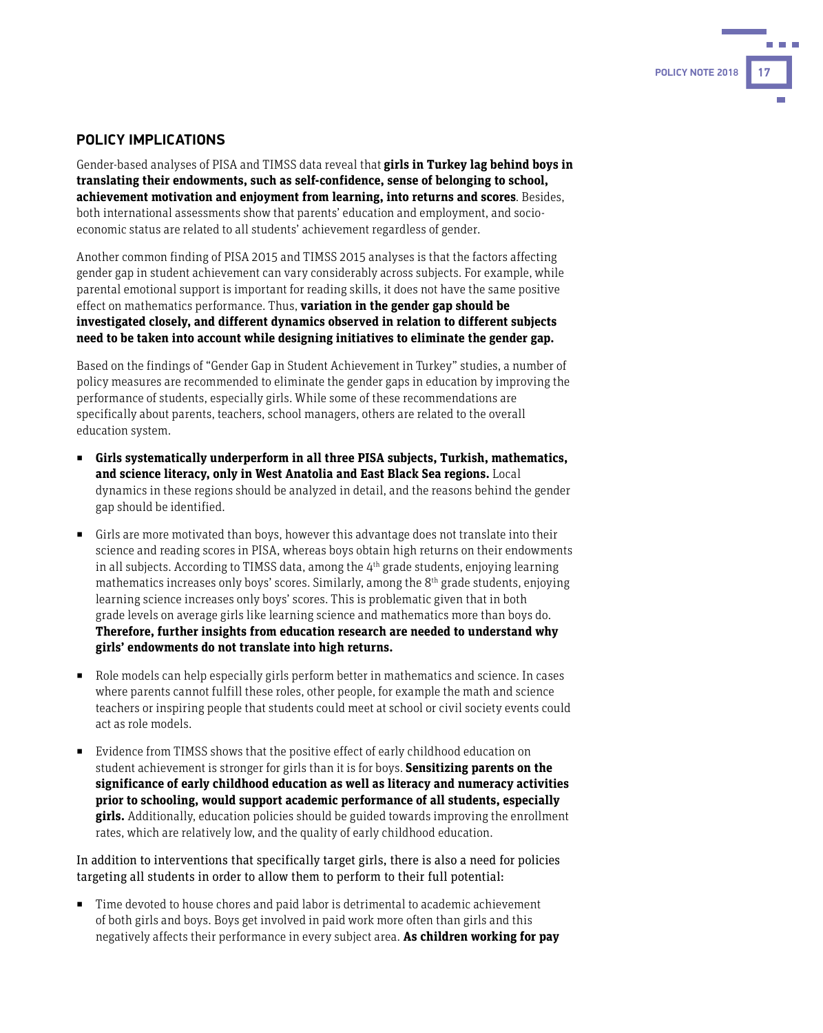## POLICY IMPLICATIONS

Gender-based analyses of PISA and TIMSS data reveal that **girls in Turkey lag behind boys in translating their endowments, such as self-confidence, sense of belonging to school, achievement motivation and enjoyment from learning, into returns and scores**. Besides, both international assessments show that parents' education and employment, and socio-economic status are related to all students' achievement regardless of gender.

Another common finding of PISA 2015 and TIMSS 2015 analyses is that the factors affecting gender gap in student achievement can vary considerably across subjects. For example, while parental emotional support is important for reading skills, it does not have the same positive effect on mathematics performance. Thus, **variation in the gender gap should be investigated closely, and different dynamics observed in relation to different subjects need to be taken into account while designing initiatives to eliminate the gender gap.**

Based on the findings of "Gender Gap in Student Achievement in Turkey" studies, a number of policy measures are recommended to eliminate the gender gaps in education by improving the performance of students, especially girls. While some of these recommendations are specifically about parents, teachers, school managers, others are related to the overall education system.

- **Girls systematically underperform in all three PISA subjects, Turkish, mathematics, and science literacy, only in West Anatolia and East Black Sea regions.** Local dynamics in these regions should be analyzed in detail, and the reasons behind the gender gap should be identified.

- Girls are more motivated than boys, however this advantage does not translate into their science and reading scores in PISA, whereas boys obtain high returns on their endowments in all subjects. According to TIMSS data, among the 4th grade students, enjoying learning mathematics increases only boys' scores. Similarly, among the 8th grade students, enjoying learning science increases only boys' scores. This is problematic given that in both grade levels on average girls like learning science and mathematics more than boys do. **Therefore, further insights from education research are needed to understand why girls' endowments do not translate into high returns.**

- Role models can help especially girls perform better in mathematics and science. In cases where parents cannot fulfill these roles, other people, for example the math and science teachers or inspiring people that students could meet at school or civil society events could act as role models.

- Evidence from TIMSS shows that the positive effect of early childhood education on student achievement is stronger for girls than it is for boys. **Sensitizing parents on the significance of early childhood education as well as literacy and numeracy activities prior to schooling, would support academic performance of all students, especially girls.** Additionally, education policies should be guided towards improving the enrollment rates, which are relatively low, and the quality of early childhood education.

In addition to interventions that specifically target girls, there is also a need for policies targeting all students in order to allow them to perform to their full potential:

- Time devoted to house chores and paid labor is detrimental to academic achievement of both girls and boys. Boys get involved in paid work more often than girls and this negatively affects their performance in every subject area. **As children working for pay**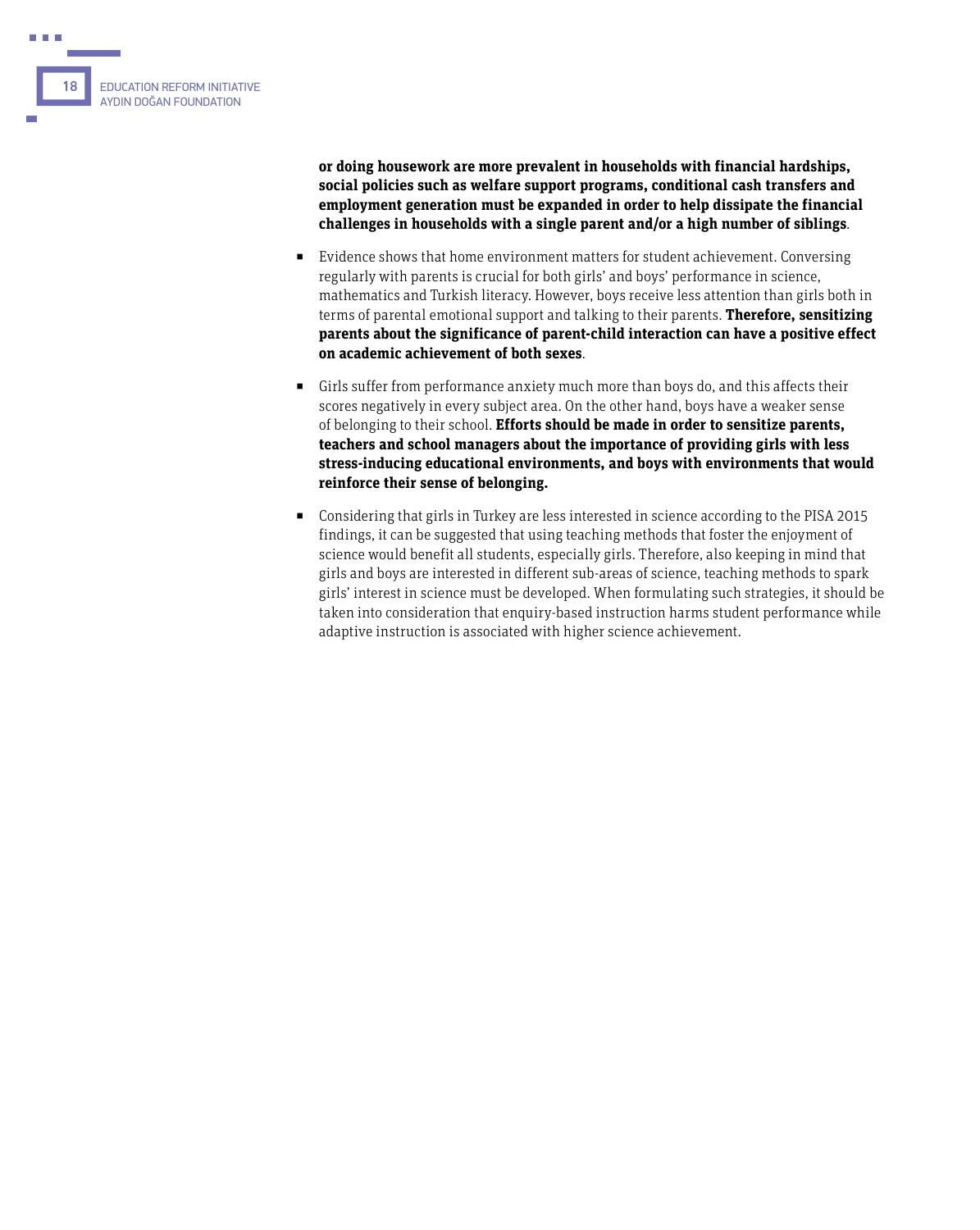**or doing housework are more prevalent in households with financial hardships, social policies such as welfare support programs, conditional cash transfers and employment generation must be expanded in order to help dissipate the financial challenges in households with a single parent and/or a high number of siblings**.

- Evidence shows that home environment matters for student achievement. Conversing regularly with parents is crucial for both girls' and boys' performance in science, mathematics and Turkish literacy. However, boys receive less attention than girls both in terms of parental emotional support and talking to their parents. **Therefore, sensitizing parents about the significance of parent-child interaction can have a positive effect on academic achievement of both sexes**.

- Girls suffer from performance anxiety much more than boys do, and this affects their scores negatively in every subject area. On the other hand, boys have a weaker sense of belonging to their school. **Efforts should be made in order to sensitize parents, teachers and school managers about the importance of providing girls with less stress-inducing educational environments, and boys with environments that would reinforce their sense of belonging.**

- Considering that girls in Turkey are less interested in science according to the PISA 2015 findings, it can be suggested that using teaching methods that foster the enjoyment of science would benefit all students, especially girls. Therefore, also keeping in mind that girls and boys are interested in different sub-areas of science, teaching methods to spark girls' interest in science must be developed. When formulating such strategies, it should be taken into consideration that enquiry-based instruction harms student performance while adaptive instruction is associated with higher science achievement.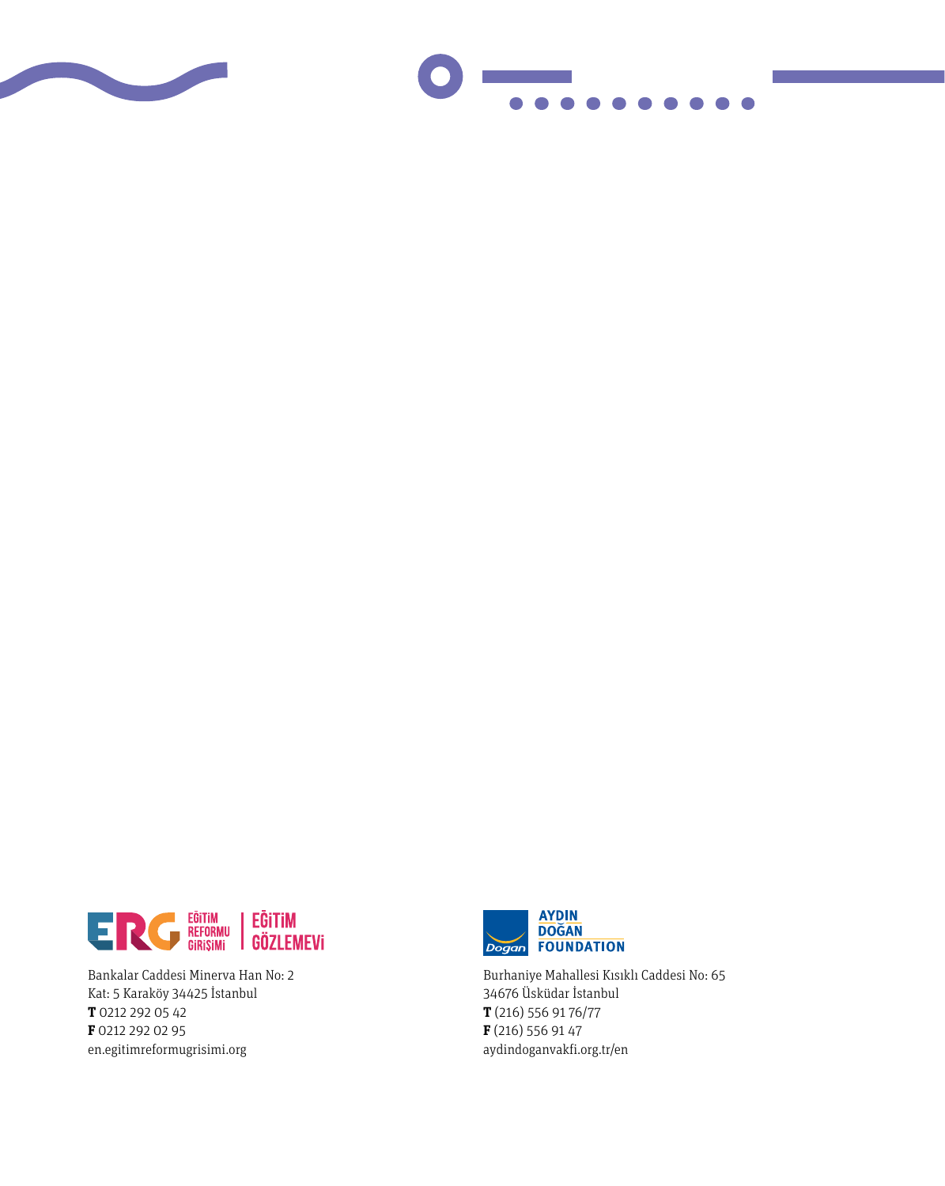EĞİTİM REFORMU GİRİŞİMİ | EĞİTİM GÖZLEMEVİ

Bankalar Caddesi Minerva Han No: 2
Kat: 5 Karaköy 34425 İstanbul
**T** 0212 292 05 42
**F** 0212 292 02 95
en.egitimreformugrisimi.org

AYDIN DOĞAN FOUNDATION

Burhaniye Mahallesi Kısıklı Caddesi No: 65
34676 Üsküdar İstanbul
**T** (216) 556 91 76/77
**F** (216) 556 91 47
aydindoganvakfi.org.tr/en